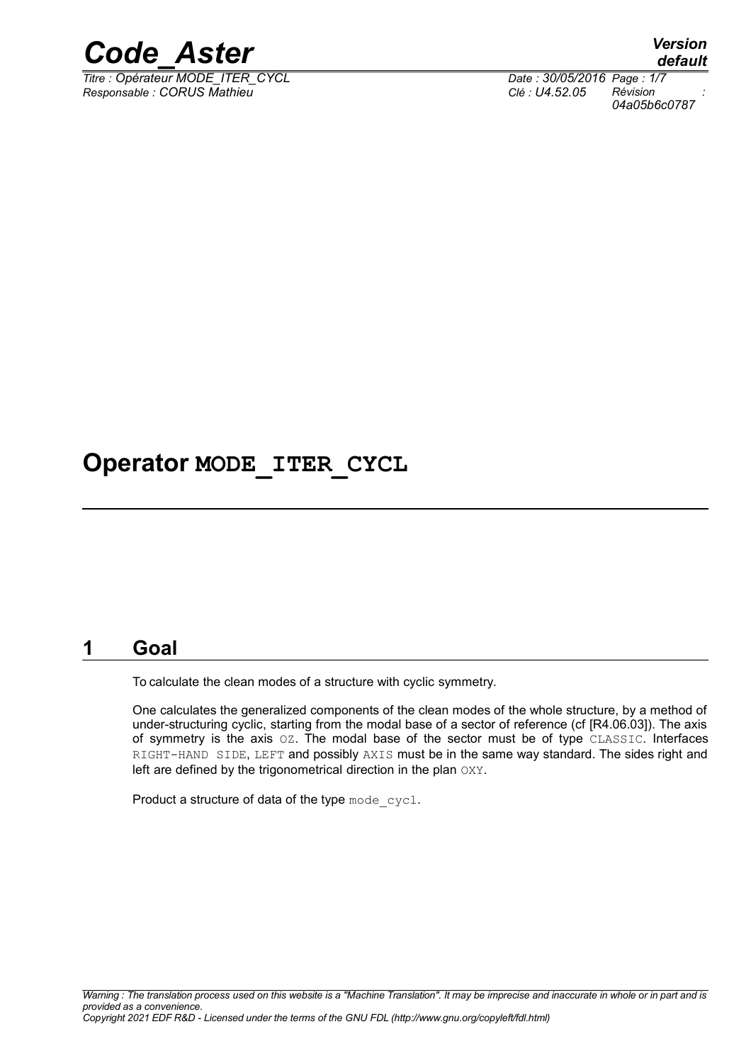# Operator MODE_ITER_CYCL

## 1 Goal

To calculate the clean modes of a structure with cyclic symmetry.

One calculates the generalized components of the clean modes of the whole structure, by a method of under-structuring cyclic, starting from the modal base of a sector of reference (cf [R4.06.03]). The axis of symmetry is the axis OZ. The modal base of the sector must be of type CLASSIC. Interfaces RIGHT-HAND SIDE, LEFT and possibly AXIS must be in the same way standard. The sides right and left are defined by the trigonometrical direction in the plan OXY.

Product a structure of data of the type mode_cycl.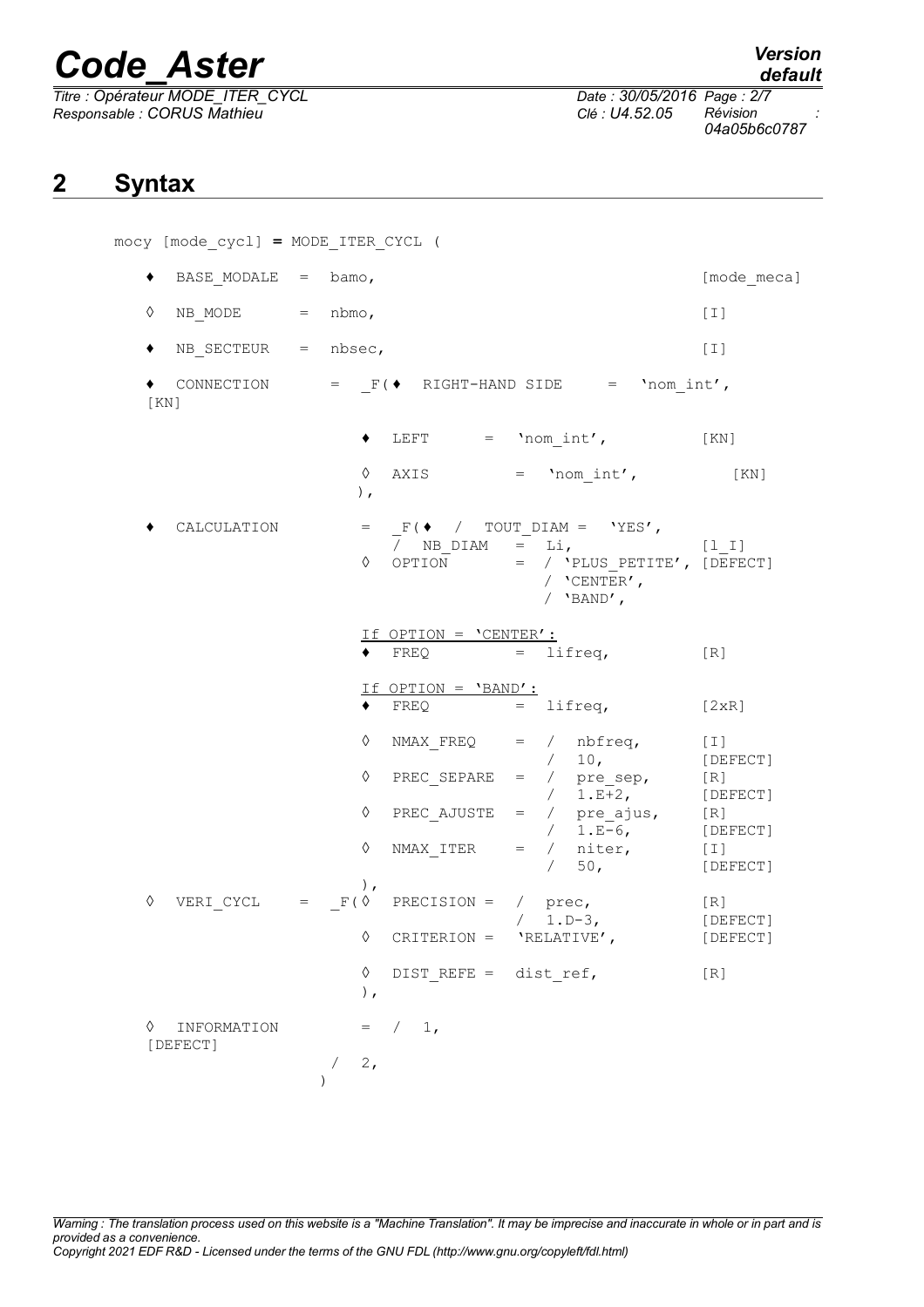## 2 Syntax

```
mocy [mode_cycl] = MODE_ITER_CYCL (

   ♦  BASE_MODALE  =  bamo,                                    [mode_meca]

   ◊  NB_MODE      =  nbmo,                                    [I]

   ♦  NB_SECTEUR   =  nbsec,                                   [I]

   ♦  CONNECTION       =  _F(♦  RIGHT-HAND SIDE     =  'nom_int',
   [KN]

                             ♦  LEFT      =  'nom_int',          [KN]

                             ◊  AXIS         =  'nom_int',          [KN]
                             ),

   ♦  CALCULATION      =  _F(♦  /  TOUT_DIAM =  'YES',
                                /  NB_DIAM   =  Li,              [l_I]
                             ◊  OPTION       =  / 'PLUS_PETITE', [DEFECT]
                                                / 'CENTER',
                                                / 'BAND',

                             If OPTION = 'CENTER':
                             ♦  FREQ         =  lifreq,          [R]

                             If OPTION = 'BAND':
                             ♦  FREQ         =  lifreq,          [2xR]

                             ◊  NMAX_FREQ    =  /  nbfreq,       [I]
                                                /  10,           [DEFECT]
                             ◊  PREC_SEPARE  =  /  pre_sep,      [R]
                                                /  1.E+2,        [DEFECT]
                             ◊  PREC_AJUSTE  =  /  pre_ajus,     [R]
                                                /  1.E-6,        [DEFECT]
                             ◊  NMAX_ITER    =  /  niter,        [I]
                                                /  50,           [DEFECT]
                             ),
   ◊  VERI_CYCL    =  _F(◊  PRECISION =  /  prec,             [R]
                                         /  1.D-3,            [DEFECT]
                             ◊  CRITERION =  'RELATIVE',        [DEFECT]

                             ◊  DIST_REFE =  dist_ref,          [R]
                             ),

   ◊  INFORMATION          =  /  1,
   [DEFECT]
                          /  2,
                       )
```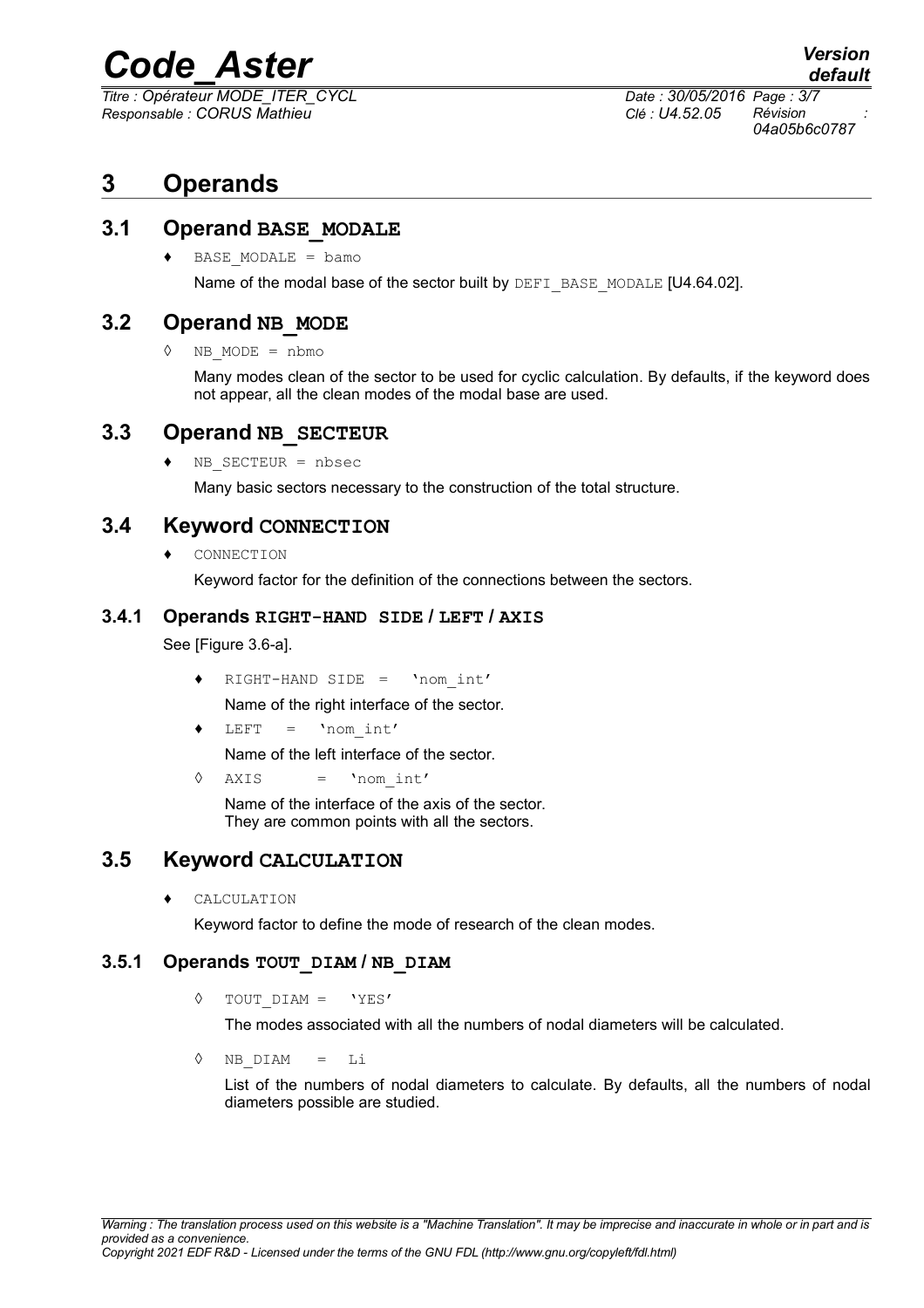# 3 Operands

## 3.1 Operand BASE_MODALE

♦ `BASE_MODALE = bamo`

Name of the modal base of the sector built by `DEFI_BASE_MODALE` [U4.64.02].

## 3.2 Operand NB_MODE

◊ `NB_MODE = nbmo`

Many modes clean of the sector to be used for cyclic calculation. By defaults, if the keyword does not appear, all the clean modes of the modal base are used.

## 3.3 Operand NB_SECTEUR

♦ `NB_SECTEUR = nbsec`

Many basic sectors necessary to the construction of the total structure.

## 3.4 Keyword CONNECTION

♦ `CONNECTION`

Keyword factor for the definition of the connections between the sectors.

### 3.4.1 Operands RIGHT-HAND SIDE / LEFT / AXIS

See [Figure 3.6-a].

♦ `RIGHT-HAND SIDE = 'nom_int'`

Name of the right interface of the sector.

♦ `LEFT = 'nom_int'`

Name of the left interface of the sector.

◊ `AXIS = 'nom_int'`

Name of the interface of the axis of the sector.
They are common points with all the sectors.

## 3.5 Keyword CALCULATION

♦ `CALCULATION`

Keyword factor to define the mode of research of the clean modes.

### 3.5.1 Operands TOUT_DIAM / NB_DIAM

◊ `TOUT_DIAM = 'YES'`

The modes associated with all the numbers of nodal diameters will be calculated.

◊ `NB_DIAM = Li`

List of the numbers of nodal diameters to calculate. By defaults, all the numbers of nodal diameters possible are studied.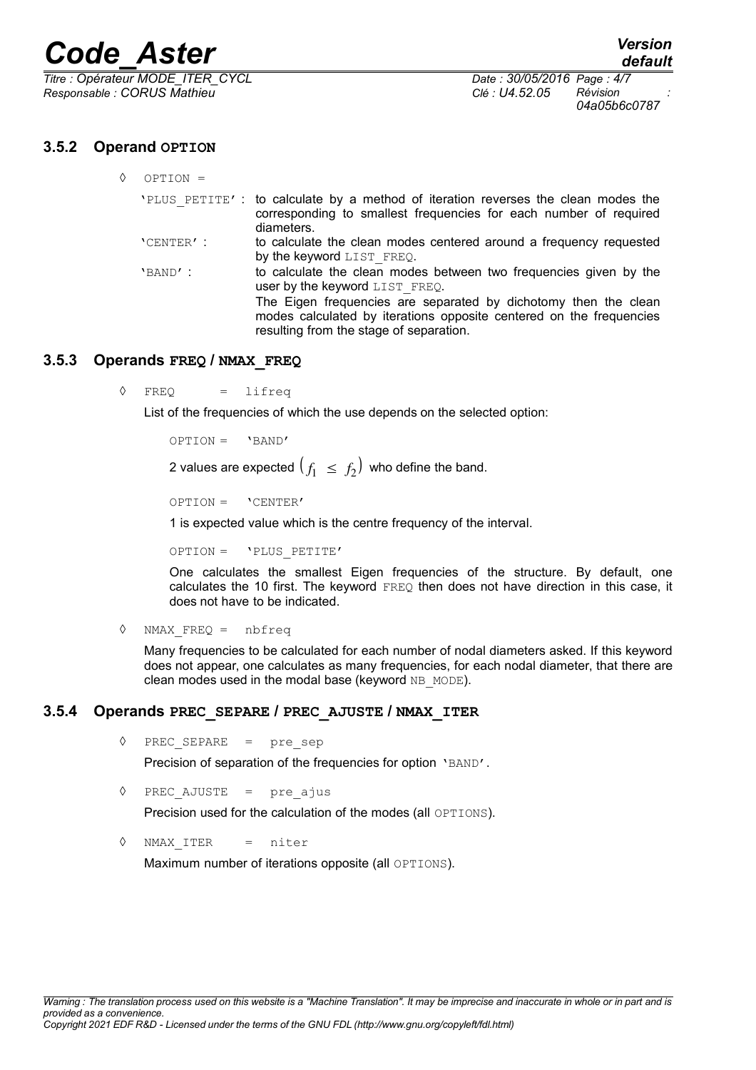### 3.5.2 Operand OPTION

◊ OPTION =

'PLUS_PETITE' : to calculate by a method of iteration reverses the clean modes the corresponding to smallest frequencies for each number of required diameters.

'CENTER' : to calculate the clean modes centered around a frequency requested by the keyword LIST_FREQ.

'BAND' : to calculate the clean modes between two frequencies given by the user by the keyword LIST_FREQ.
The Eigen frequencies are separated by dichotomy then the clean modes calculated by iterations opposite centered on the frequencies resulting from the stage of separation.

### 3.5.3 Operands FREQ / NMAX_FREQ

◊ FREQ = lifreq

List of the frequencies of which the use depends on the selected option:

OPTION = 'BAND'

2 values are expected $\left(f_1 \leq f_2\right)$ who define the band.

OPTION = 'CENTER'

1 is expected value which is the centre frequency of the interval.

OPTION = 'PLUS_PETITE'

One calculates the smallest Eigen frequencies of the structure. By default, one calculates the 10 first. The keyword FREQ then does not have direction in this case, it does not have to be indicated.

◊ NMAX_FREQ = nbfreq

Many frequencies to be calculated for each number of nodal diameters asked. If this keyword does not appear, one calculates as many frequencies, for each nodal diameter, that there are clean modes used in the modal base (keyword NB_MODE).

### 3.5.4 Operands PREC_SEPARE / PREC_AJUSTE / NMAX_ITER

◊ PREC_SEPARE = pre_sep

Precision of separation of the frequencies for option 'BAND'.

◊ PREC_AJUSTE = pre_ajus

Precision used for the calculation of the modes (all OPTIONS).

◊ NMAX_ITER = niter

Maximum number of iterations opposite (all OPTIONS).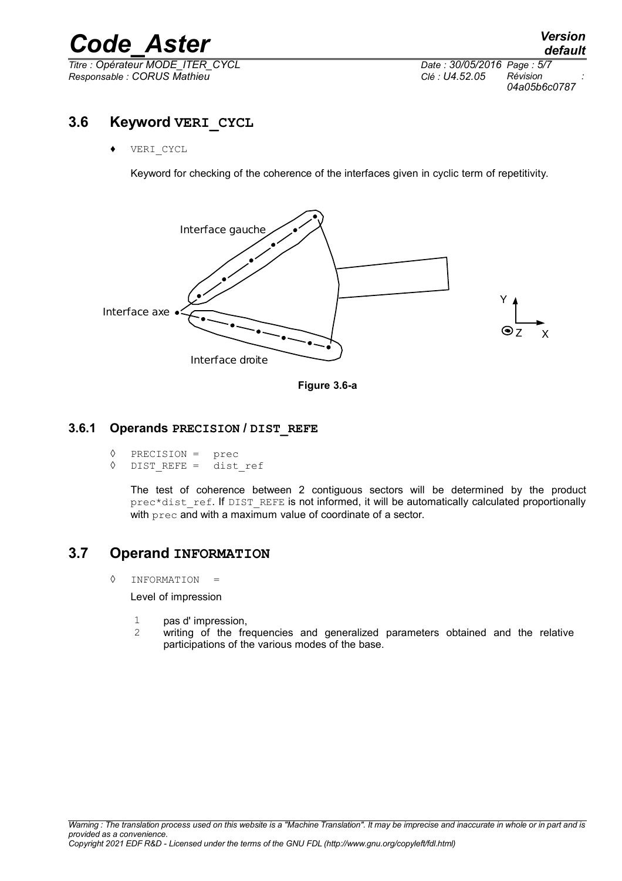## 3.6 Keyword VERI_CYCL

♦ VERI_CYCL

Keyword for checking of the coherence of the interfaces given in cyclic term of repetitivity.

Figure 3.6-a

### 3.6.1 Operands PRECISION / DIST_REFE

◊ PRECISION = prec
◊ DIST_REFE = dist_ref

The test of coherence between 2 contiguous sectors will be determined by the product prec*dist_ref. If DIST_REFE is not informed, it will be automatically calculated proportionally with prec and with a maximum value of coordinate of a sector.

## 3.7 Operand INFORMATION

◊ INFORMATION =

Level of impression

1 pas d' impression,
2 writing of the frequencies and generalized parameters obtained and the relative participations of the various modes of the base.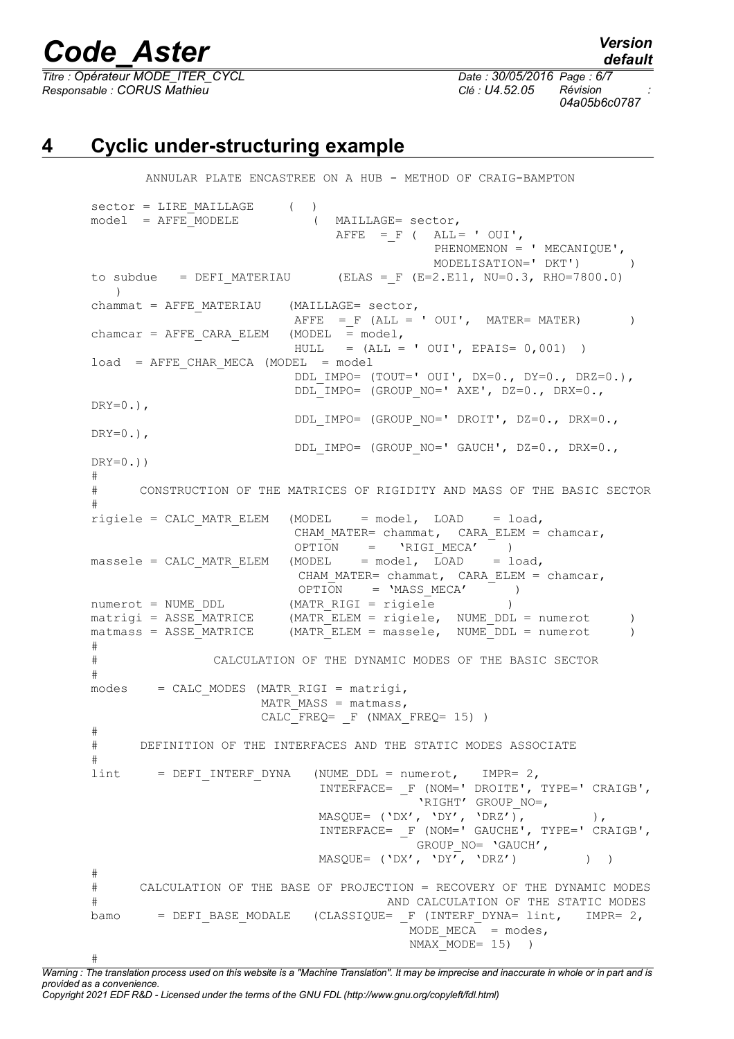# 4 Cyclic under-structuring example

```
        ANNULAR PLATE ENCASTREE ON A HUB - METHOD OF CRAIG-BAMPTON

sector = LIRE_MAILLAGE     (  )
model  = AFFE_MODELE          (  MAILLAGE= sector,
                                 AFFE  = _F (  ALL= ' OUI',
                                              PHENOMENON = ' MECANIQUE',
                                              MODELISATION=' DKT')        )
to subdue   = DEFI_MATERIAU      (ELAS = _F (E=2.E11, NU=0.3, RHO=7800.0)
   )
chammat = AFFE_MATERIAU    (MAILLAGE= sector,
                            AFFE  = _F (ALL = ' OUI',  MATER= MATER)       )
chamcar = AFFE_CARA_ELEM   (MODEL  = model,
                            HULL   = (ALL = ' OUI', EPAIS= 0,001)  )
load  = AFFE_CHAR_MECA (MODEL  = model
                            DDL_IMPO= (TOUT=' OUI', DX=0., DY=0., DRZ=0.),
                            DDL_IMPO= (GROUP_NO=' AXE', DZ=0., DRX=0.,
DRY=0.),
                            DDL_IMPO= (GROUP_NO=' DROIT', DZ=0., DRX=0.,
DRY=0.),
                            DDL_IMPO= (GROUP_NO=' GAUCH', DZ=0., DRX=0.,
DRY=0.))
#
#      CONSTRUCTION OF THE MATRICES OF RIGIDITY AND MASS OF THE BASIC SECTOR
#
rigiele = CALC_MATR_ELEM  (MODEL    = model,  LOAD    = load,
                           CHAM_MATER= chammat,  CARA_ELEM = chamcar,
                           OPTION    =   'RIGI_MECA'    )
massele = CALC_MATR_ELEM  (MODEL    = model,  LOAD    = load,
                           CHAM_MATER= chammat,  CARA_ELEM = chamcar,
                           OPTION    = 'MASS_MECA'      )
numerot = NUME_DDL        (MATR_RIGI = rigiele        )
matrigi = ASSE_MATRICE    (MATR_ELEM = rigiele,  NUME_DDL = numerot     )
matmass = ASSE_MATRICE    (MATR_ELEM = massele,  NUME_DDL = numerot     )
#
#               CALCULATION OF THE DYNAMIC MODES OF THE BASIC SECTOR
#
modes    = CALC_MODES (MATR_RIGI = matrigi,
                      MATR_MASS = matmass,
                      CALC_FREQ= _F (NMAX_FREQ= 15) )
#
#      DEFINITION OF THE INTERFACES AND THE STATIC MODES ASSOCIATE
#
lint     = DEFI_INTERF_DYNA   (NUME_DDL = numerot,   IMPR= 2,
                               INTERFACE= _F (NOM=' DROITE', TYPE=' CRAIGB',
                                          'RIGHT' GROUP_NO=,
                              MASQUE= ('DX', 'DY', 'DRZ'),          ),
                               INTERFACE= _F (NOM=' GAUCHE', TYPE=' CRAIGB',
                                          GROUP_NO= 'GAUCH',
                              MASQUE= ('DX', 'DY', 'DRZ')          )  )
#
#      CALCULATION OF THE BASE OF PROJECTION = RECOVERY OF THE DYNAMIC MODES
#                                        AND CALCULATION OF THE STATIC MODES
bamo     = DEFI_BASE_MODALE   (CLASSIQUE= _F (INTERF_DYNA= lint,   IMPR= 2,
                                             MODE_MECA  = modes,
                                             NMAX_MODE= 15)  )
#
```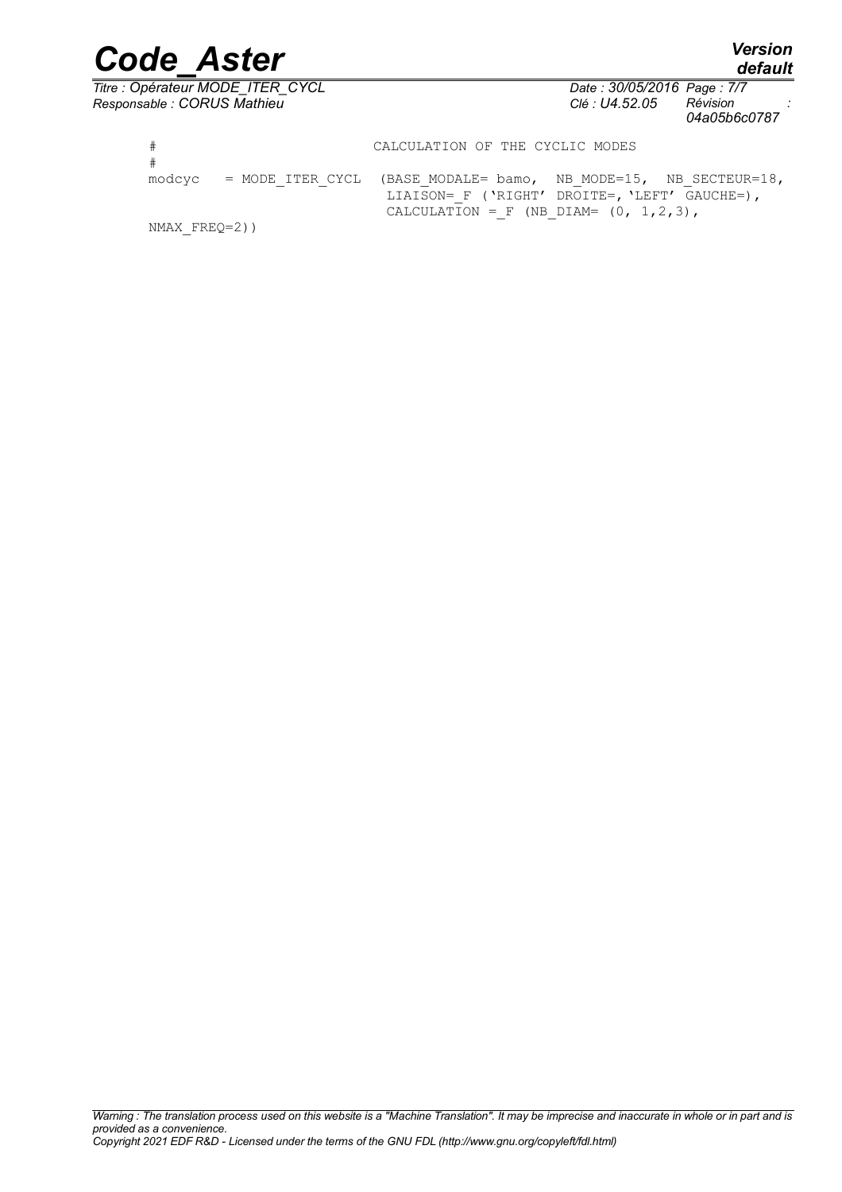```
#                              CALCULATION OF THE CYCLIC MODES
#
modcyc   = MODE_ITER_CYCL  (BASE_MODALE= bamo,  NB_MODE=15,  NB_SECTEUR=18,
                            LIAISON=_F ('RIGHT' DROITE=,'LEFT' GAUCHE=),
                            CALCULATION =_F (NB_DIAM= (0, 1,2,3),
NMAX_FREQ=2))
```